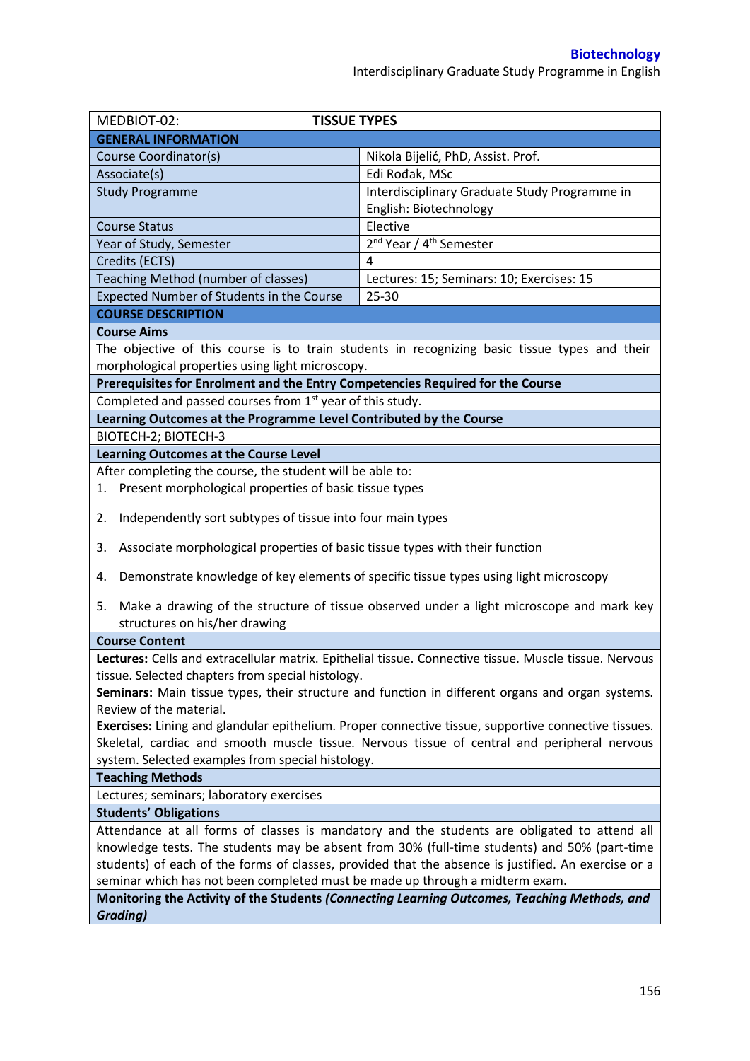| MEDBIOT-02: | TISSUE TYPES |
|---|---|
| **GENERAL INFORMATION** | |
| Course Coordinator(s) | Nikola Bijelić, PhD, Assist. Prof. |
| Associate(s) | Edi Rođak, MSc |
| Study Programme | Interdisciplinary Graduate Study Programme in English: Biotechnology |
| Course Status | Elective |
| Year of Study, Semester | 2nd Year / 4th Semester |
| Credits (ECTS) | 4 |
| Teaching Method (number of classes) | Lectures: 15; Seminars: 10; Exercises: 15 |
| Expected Number of Students in the Course | 25-30 |

## COURSE DESCRIPTION

### Course Aims

The objective of this course is to train students in recognizing basic tissue types and their morphological properties using light microscopy.

### Prerequisites for Enrolment and the Entry Competencies Required for the Course

Completed and passed courses from 1st year of this study.

### Learning Outcomes at the Programme Level Contributed by the Course

BIOTECH-2; BIOTECH-3

### Learning Outcomes at the Course Level

After completing the course, the student will be able to:

1. Present morphological properties of basic tissue types
2. Independently sort subtypes of tissue into four main types
3. Associate morphological properties of basic tissue types with their function
4. Demonstrate knowledge of key elements of specific tissue types using light microscopy
5. Make a drawing of the structure of tissue observed under a light microscope and mark key structures on his/her drawing

### Course Content

**Lectures:** Cells and extracellular matrix. Epithelial tissue. Connective tissue. Muscle tissue. Nervous tissue. Selected chapters from special histology.

**Seminars:** Main tissue types, their structure and function in different organs and organ systems. Review of the material.

**Exercises:** Lining and glandular epithelium. Proper connective tissue, supportive connective tissues. Skeletal, cardiac and smooth muscle tissue. Nervous tissue of central and peripheral nervous system. Selected examples from special histology.

### Teaching Methods

Lectures; seminars; laboratory exercises

### Students' Obligations

Attendance at all forms of classes is mandatory and the students are obligated to attend all knowledge tests. The students may be absent from 30% (full-time students) and 50% (part-time students) of each of the forms of classes, provided that the absence is justified. An exercise or a seminar which has not been completed must be made up through a midterm exam.

### Monitoring the Activity of the Students *(Connecting Learning Outcomes, Teaching Methods, and Grading)*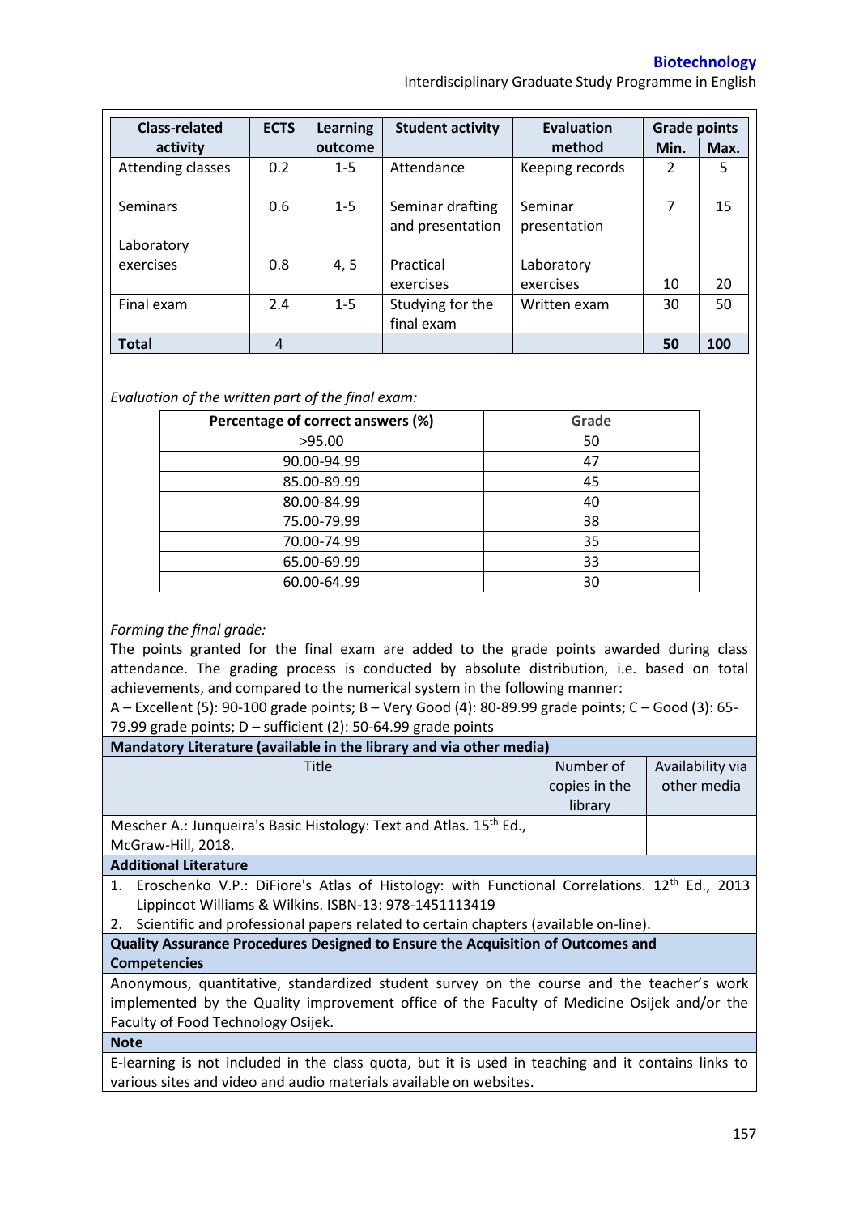| Class-related activity | ECTS | Learning outcome | Student activity | Evaluation method | Grade points | |
|---|---|---|---|---|---|---|
| | | | | | Min. | Max. |
| Attending classes | 0.2 | 1-5 | Attendance | Keeping records | 2 | 5 |
| Seminars | 0.6 | 1-5 | Seminar drafting and presentation | Seminar presentation | 7 | 15 |
| Laboratory exercises | 0.8 | 4, 5 | Practical exercises | Laboratory exercises | 10 | 20 |
| Final exam | 2.4 | 1-5 | Studying for the final exam | Written exam | 30 | 50 |
| **Total** | 4 | | | | **50** | **100** |

*Evaluation of the written part of the final exam:*

| Percentage of correct answers (%) | Grade |
|---|---|
| >95.00 | 50 |
| 90.00-94.99 | 47 |
| 85.00-89.99 | 45 |
| 80.00-84.99 | 40 |
| 75.00-79.99 | 38 |
| 70.00-74.99 | 35 |
| 65.00-69.99 | 33 |
| 60.00-64.99 | 30 |

*Forming the final grade:*

The points granted for the final exam are added to the grade points awarded during class attendance. The grading process is conducted by absolute distribution, i.e. based on total achievements, and compared to the numerical system in the following manner:
A – Excellent (5): 90-100 grade points; B – Very Good (4): 80-89.99 grade points; C – Good (3): 65-79.99 grade points; D – sufficient (2): 50-64.99 grade points

**Mandatory Literature (available in the library and via other media)**

| Title | Number of copies in the library | Availability via other media |
|---|---|---|
| Mescher A.: Junqueira's Basic Histology: Text and Atlas. 15th Ed., McGraw-Hill, 2018. | | |

**Additional Literature**

1. Eroschenko V.P.: DiFiore's Atlas of Histology: with Functional Correlations. 12th Ed., 2013 Lippincot Williams & Wilkins. ISBN-13: 978-1451113419
2. Scientific and professional papers related to certain chapters (available on-line).

**Quality Assurance Procedures Designed to Ensure the Acquisition of Outcomes and Competencies**

Anonymous, quantitative, standardized student survey on the course and the teacher's work implemented by the Quality improvement office of the Faculty of Medicine Osijek and/or the Faculty of Food Technology Osijek.

**Note**

E-learning is not included in the class quota, but it is used in teaching and it contains links to various sites and video and audio materials available on websites.